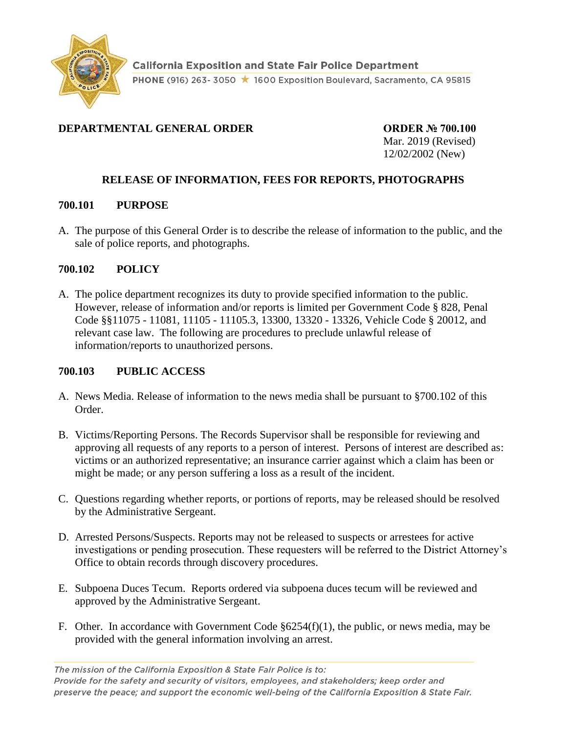California Exposition and State Fair Police Department

PHONE (916) 263- 3050 ★ 1600 Exposition Boulevard, Sacramento, CA 95815

**DEPARTMENTAL GENERAL ORDER**

**ORDER № 700.100**
Mar. 2019 (Revised)
12/02/2002 (New)

# RELEASE OF INFORMATION, FEES FOR REPORTS, PHOTOGRAPHS

## 700.101 PURPOSE

A. The purpose of this General Order is to describe the release of information to the public, and the sale of police reports, and photographs.

## 700.102 POLICY

A. The police department recognizes its duty to provide specified information to the public. However, release of information and/or reports is limited per Government Code § 828, Penal Code §§11075 - 11081, 11105 - 11105.3, 13300, 13320 - 13326, Vehicle Code § 20012, and relevant case law. The following are procedures to preclude unlawful release of information/reports to unauthorized persons.

## 700.103 PUBLIC ACCESS

A. News Media. Release of information to the news media shall be pursuant to §700.102 of this Order.

B. Victims/Reporting Persons. The Records Supervisor shall be responsible for reviewing and approving all requests of any reports to a person of interest. Persons of interest are described as: victims or an authorized representative; an insurance carrier against which a claim has been or might be made; or any person suffering a loss as a result of the incident.

C. Questions regarding whether reports, or portions of reports, may be released should be resolved by the Administrative Sergeant.

D. Arrested Persons/Suspects. Reports may not be released to suspects or arrestees for active investigations or pending prosecution. These requesters will be referred to the District Attorney's Office to obtain records through discovery procedures.

E. Subpoena Duces Tecum. Reports ordered via subpoena duces tecum will be reviewed and approved by the Administrative Sergeant.

F. Other. In accordance with Government Code §6254(f)(1), the public, or news media, may be provided with the general information involving an arrest.

*The mission of the California Exposition & State Fair Police is to:*
*Provide for the safety and security of visitors, employees, and stakeholders; keep order and preserve the peace; and support the economic well-being of the California Exposition & State Fair.*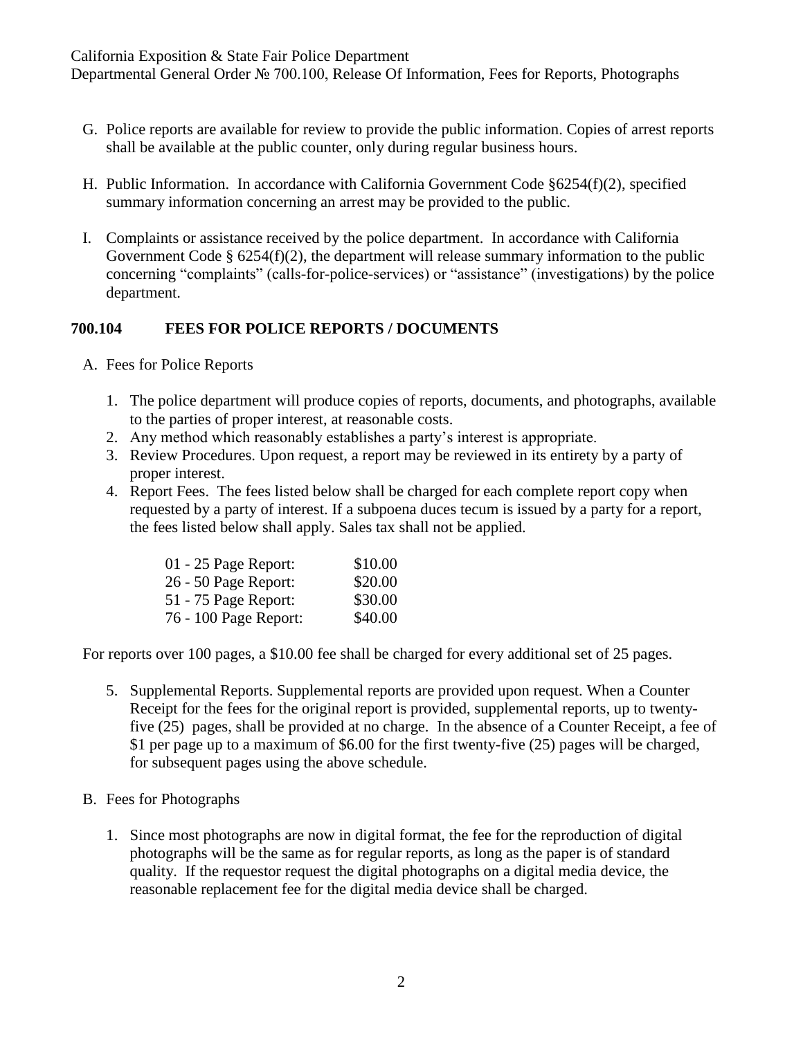G. Police reports are available for review to provide the public information. Copies of arrest reports shall be available at the public counter, only during regular business hours.

H. Public Information. In accordance with California Government Code §6254(f)(2), specified summary information concerning an arrest may be provided to the public.

I. Complaints or assistance received by the police department. In accordance with California Government Code § 6254(f)(2), the department will release summary information to the public concerning "complaints" (calls-for-police-services) or "assistance" (investigations) by the police department.

## 700.104 FEES FOR POLICE REPORTS / DOCUMENTS

A. Fees for Police Reports

1. The police department will produce copies of reports, documents, and photographs, available to the parties of proper interest, at reasonable costs.
2. Any method which reasonably establishes a party's interest is appropriate.
3. Review Procedures. Upon request, a report may be reviewed in its entirety by a party of proper interest.
4. Report Fees. The fees listed below shall be charged for each complete report copy when requested by a party of interest. If a subpoena duces tecum is issued by a party for a report, the fees listed below shall apply. Sales tax shall not be applied.

| | |
|---|---|
| 01 - 25 Page Report: | $10.00 |
| 26 - 50 Page Report: | $20.00 |
| 51 - 75 Page Report: | $30.00 |
| 76 - 100 Page Report: | $40.00 |

For reports over 100 pages, a $10.00 fee shall be charged for every additional set of 25 pages.

5. Supplemental Reports. Supplemental reports are provided upon request. When a Counter Receipt for the fees for the original report is provided, supplemental reports, up to twenty-five (25) pages, shall be provided at no charge. In the absence of a Counter Receipt, a fee of $1 per page up to a maximum of $6.00 for the first twenty-five (25) pages will be charged, for subsequent pages using the above schedule.

B. Fees for Photographs

1. Since most photographs are now in digital format, the fee for the reproduction of digital photographs will be the same as for regular reports, as long as the paper is of standard quality. If the requestor request the digital photographs on a digital media device, the reasonable replacement fee for the digital media device shall be charged.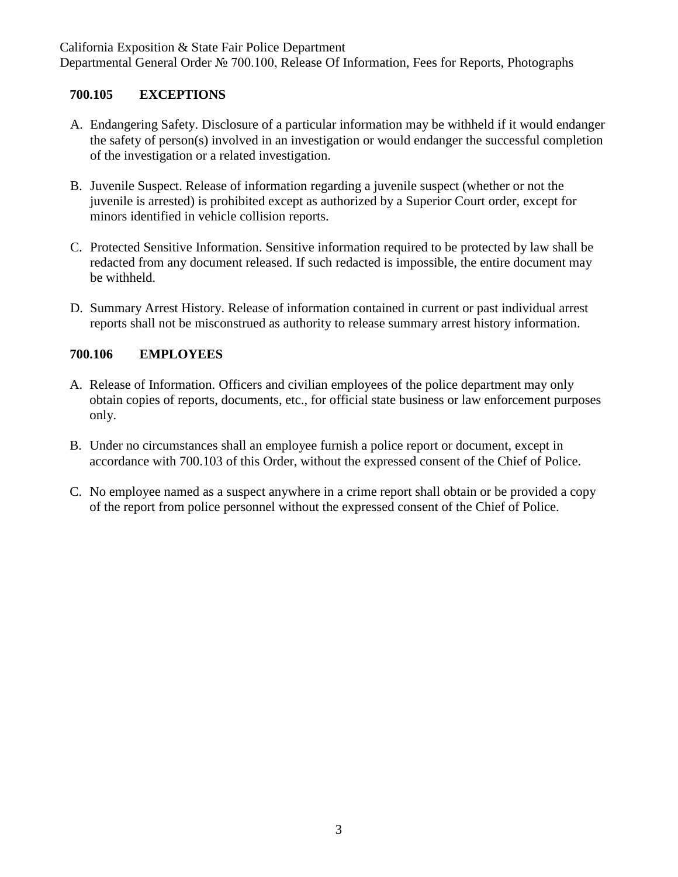### 700.105 EXCEPTIONS

A. Endangering Safety. Disclosure of a particular information may be withheld if it would endanger the safety of person(s) involved in an investigation or would endanger the successful completion of the investigation or a related investigation.

B. Juvenile Suspect. Release of information regarding a juvenile suspect (whether or not the juvenile is arrested) is prohibited except as authorized by a Superior Court order, except for minors identified in vehicle collision reports.

C. Protected Sensitive Information. Sensitive information required to be protected by law shall be redacted from any document released. If such redacted is impossible, the entire document may be withheld.

D. Summary Arrest History. Release of information contained in current or past individual arrest reports shall not be misconstrued as authority to release summary arrest history information.

### 700.106 EMPLOYEES

A. Release of Information. Officers and civilian employees of the police department may only obtain copies of reports, documents, etc., for official state business or law enforcement purposes only.

B. Under no circumstances shall an employee furnish a police report or document, except in accordance with 700.103 of this Order, without the expressed consent of the Chief of Police.

C. No employee named as a suspect anywhere in a crime report shall obtain or be provided a copy of the report from police personnel without the expressed consent of the Chief of Police.